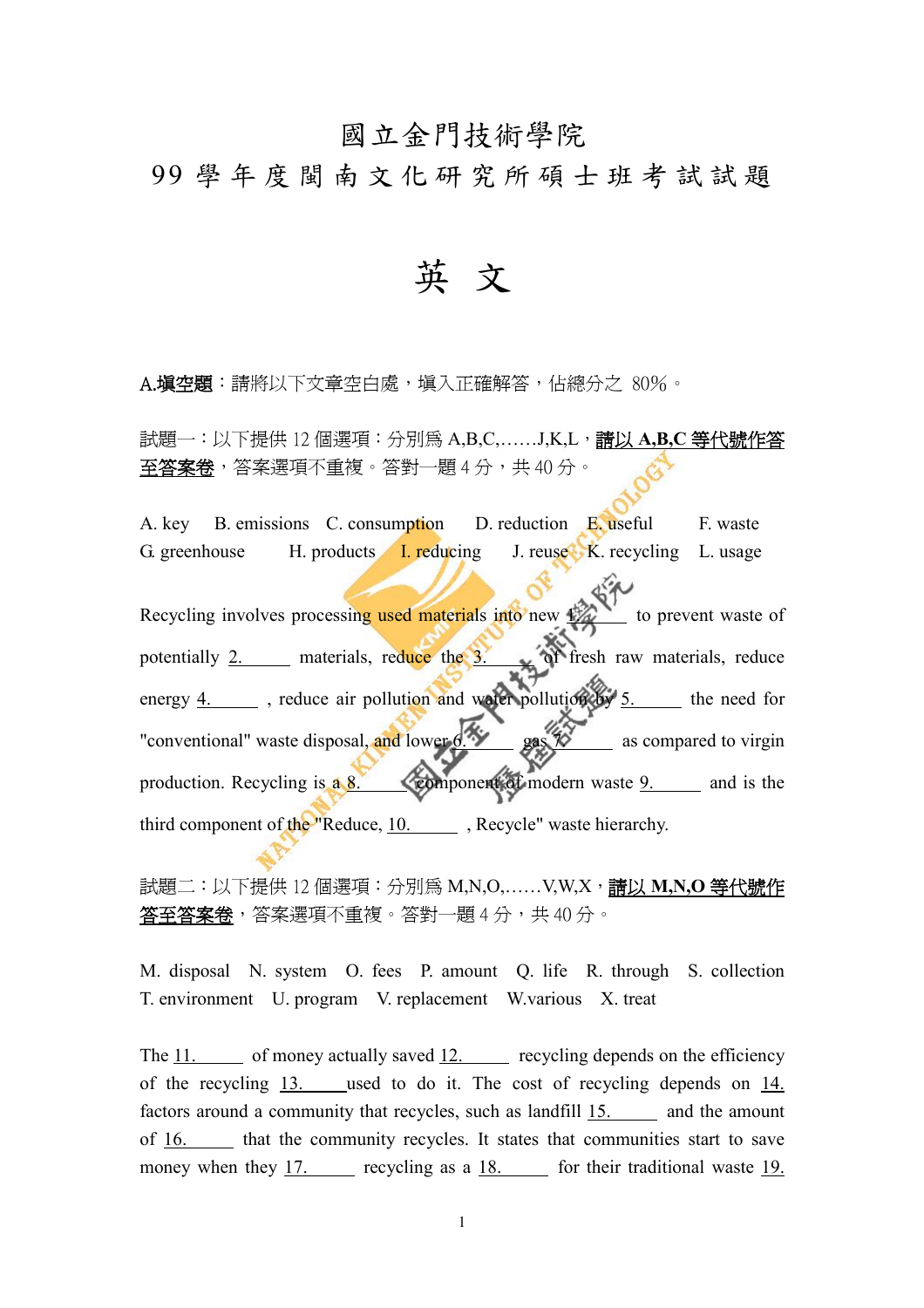# 國立金門技術學院

## 99 學年度閩南文化研究所碩士班考試試題

# 英 文

**A.填空題**：請將以下文章空白處，填入正確解答，佔總分之 80%。

試題一：以下提供 12 個選項：分別為 A,B,C,……J,K,L，<u>**請以 A,B,C 等代號作答至答案卷**</u>，答案選項不重複。答對一題 4 分，共 40 分。

A. key　B. emissions　C. consumption　D. reduction　E. useful　F. waste
G. greenhouse　H. products　I. reducing　J. reuse　K. recycling　L. usage

Recycling involves processing used materials into new 1.\_\_\_\_\_ to prevent waste of potentially 2.\_\_\_\_\_ materials, reduce the 3.\_\_\_\_\_ of fresh raw materials, reduce energy 4.\_\_\_\_\_, reduce air pollution and water pollution by 5.\_\_\_\_\_ the need for "conventional" waste disposal, and lower 6.\_\_\_\_\_ gas 7.\_\_\_\_\_ as compared to virgin production. Recycling is a 8.\_\_\_\_\_ component of modern waste 9.\_\_\_\_\_ and is the third component of the "Reduce, 10.\_\_\_\_\_ , Recycle" waste hierarchy.

試題二：以下提供 12 個選項：分別為 M,N,O,……V,W,X，<u>**請以 M,N,O 等代號作答至答案卷**</u>，答案選項不重複。答對一題 4 分，共 40 分。

M. disposal　N. system　O. fees　P. amount　Q. life　R. through　S. collection
T. environment　U. program　V. replacement　W. various　X. treat

The 11.\_\_\_\_\_ of money actually saved 12.\_\_\_\_\_ recycling depends on the efficiency of the recycling 13.\_\_\_\_\_used to do it. The cost of recycling depends on 14.\_\_\_\_\_ factors around a community that recycles, such as landfill 15.\_\_\_\_\_ and the amount of 16.\_\_\_\_\_ that the community recycles. It states that communities start to save money when they 17.\_\_\_\_\_ recycling as a 18.\_\_\_\_\_ for their traditional waste 19.\_\_\_\_\_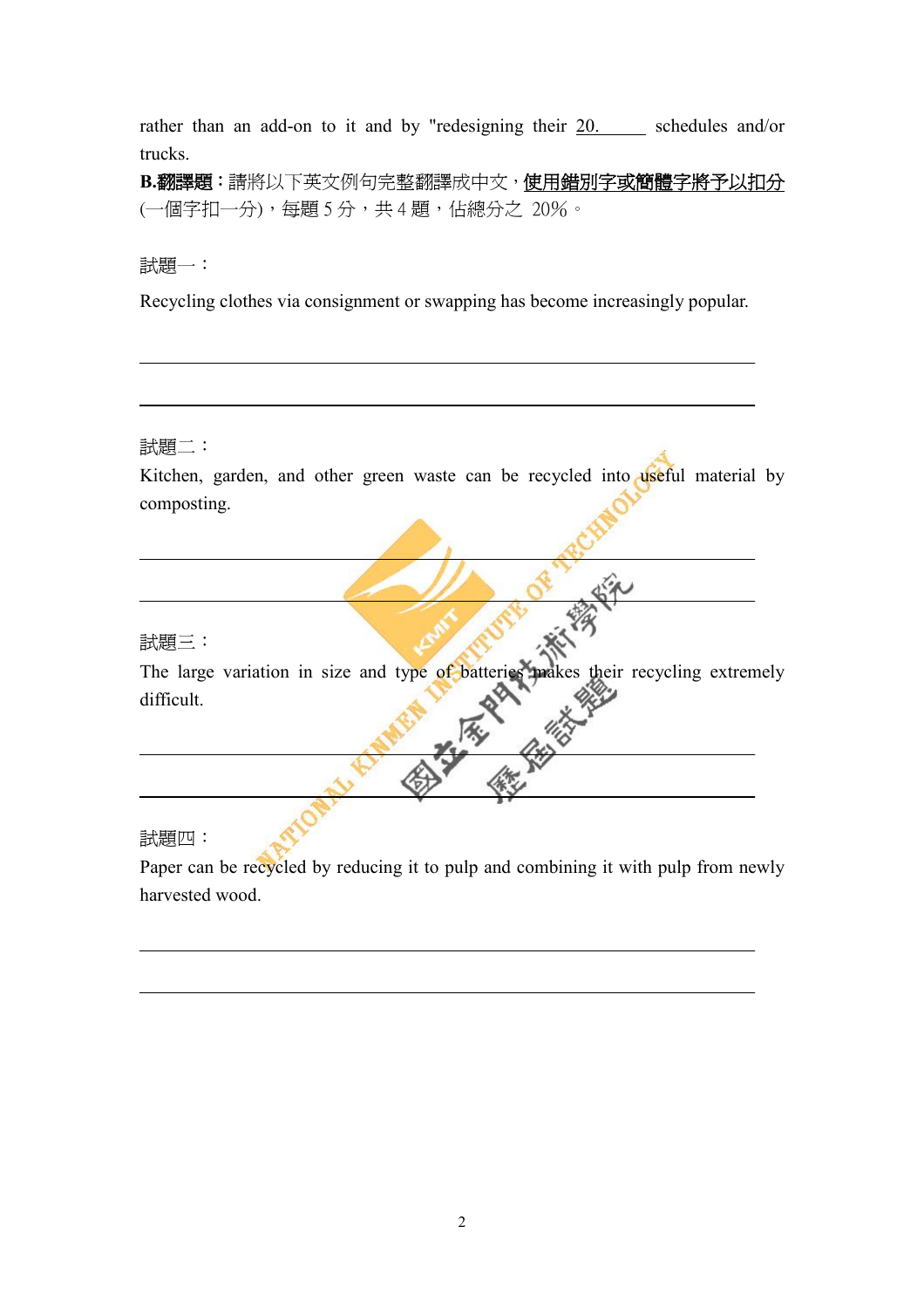rather than an add-on to it and by "redesigning their 20.______ schedules and/or trucks.

**B.翻譯題**：請將以下英文例句完整翻譯成中文，<u>使用錯別字或簡體字將予以扣分</u>(一個字扣一分)，每題 5 分，共 4 題，佔總分之 20%。

試題一：

Recycling clothes via consignment or swapping has become increasingly popular.

______________________________________________

______________________________________________

試題二：

Kitchen, garden, and other green waste can be recycled into useful material by composting.

______________________________________________

______________________________________________

試題三：

The large variation in size and type of batteries makes their recycling extremely difficult.

______________________________________________

______________________________________________

試題四：

Paper can be recycled by reducing it to pulp and combining it with pulp from newly harvested wood.

______________________________________________

______________________________________________